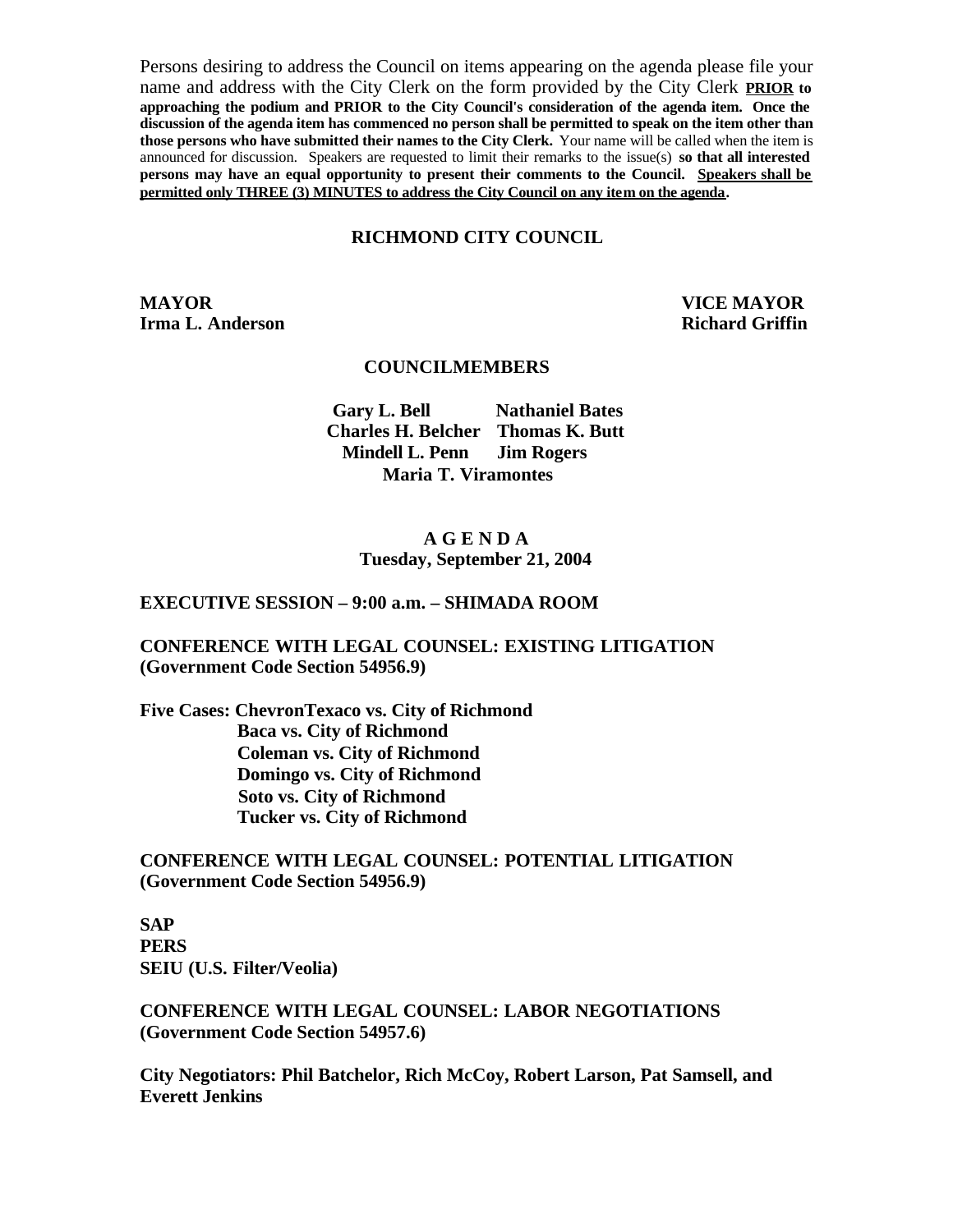Persons desiring to address the Council on items appearing on the agenda please file your name and address with the City Clerk on the form provided by the City Clerk **PRIOR to approaching the podium and PRIOR to the City Council's consideration of the agenda item. Once the discussion of the agenda item has commenced no person shall be permitted to speak on the item other than those persons who have submitted their names to the City Clerk.** Your name will be called when the item is announced for discussion. Speakers are requested to limit their remarks to the issue(s) **so that all interested persons may have an equal opportunity to present their comments to the Council. Speakers shall be permitted only THREE (3) MINUTES to address the City Council on any item on the agenda.**

# RICHMOND CITY COUNCIL

**MAYOR**
**Irma L. Anderson**

**VICE MAYOR**
**Richard Griffin**

## COUNCILMEMBERS

**Gary L. Bell** **Nathaniel Bates**
**Charles H. Belcher** **Thomas K. Butt**
**Mindell L. Penn** **Jim Rogers**
**Maria T. Viramontes**

## A G E N D A
**Tuesday, September 21, 2004**

**EXECUTIVE SESSION – 9:00 a.m. – SHIMADA ROOM**

**CONFERENCE WITH LEGAL COUNSEL: EXISTING LITIGATION (Government Code Section 54956.9)**

**Five Cases: ChevronTexaco vs. City of Richmond**
**Baca vs. City of Richmond**
**Coleman vs. City of Richmond**
**Domingo vs. City of Richmond**
**Soto vs. City of Richmond**
**Tucker vs. City of Richmond**

**CONFERENCE WITH LEGAL COUNSEL: POTENTIAL LITIGATION (Government Code Section 54956.9)**

**SAP**
**PERS**
**SEIU (U.S. Filter/Veolia)**

**CONFERENCE WITH LEGAL COUNSEL: LABOR NEGOTIATIONS (Government Code Section 54957.6)**

**City Negotiators: Phil Batchelor, Rich McCoy, Robert Larson, Pat Samsell, and Everett Jenkins**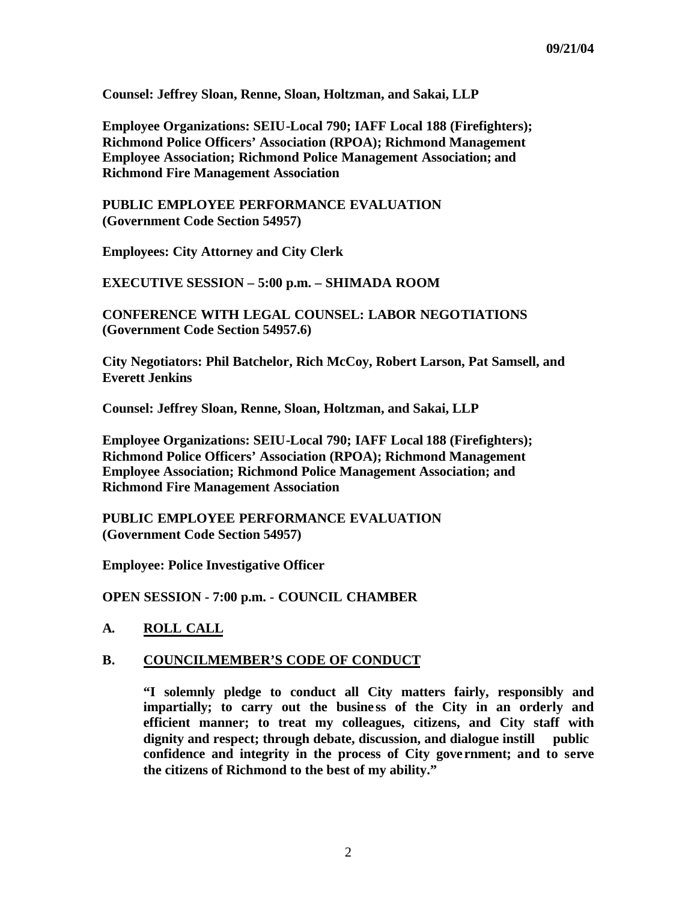**Counsel: Jeffrey Sloan, Renne, Sloan, Holtzman, and Sakai, LLP**

**Employee Organizations: SEIU-Local 790; IAFF Local 188 (Firefighters); Richmond Police Officers' Association (RPOA); Richmond Management Employee Association; Richmond Police Management Association; and Richmond Fire Management Association**

**PUBLIC EMPLOYEE PERFORMANCE EVALUATION (Government Code Section 54957)**

**Employees: City Attorney and City Clerk**

**EXECUTIVE SESSION – 5:00 p.m. – SHIMADA ROOM**

**CONFERENCE WITH LEGAL COUNSEL: LABOR NEGOTIATIONS (Government Code Section 54957.6)**

**City Negotiators: Phil Batchelor, Rich McCoy, Robert Larson, Pat Samsell, and Everett Jenkins**

**Counsel: Jeffrey Sloan, Renne, Sloan, Holtzman, and Sakai, LLP**

**Employee Organizations: SEIU-Local 790; IAFF Local 188 (Firefighters); Richmond Police Officers' Association (RPOA); Richmond Management Employee Association; Richmond Police Management Association; and Richmond Fire Management Association**

**PUBLIC EMPLOYEE PERFORMANCE EVALUATION (Government Code Section 54957)**

**Employee: Police Investigative Officer**

**OPEN SESSION - 7:00 p.m. - COUNCIL CHAMBER**

**A. ROLL CALL**

**B. COUNCILMEMBER'S CODE OF CONDUCT**

> **"I solemnly pledge to conduct all City matters fairly, responsibly and impartially; to carry out the business of the City in an orderly and efficient manner; to treat my colleagues, citizens, and City staff with dignity and respect; through debate, discussion, and dialogue instill public confidence and integrity in the process of City government; and to serve the citizens of Richmond to the best of my ability."**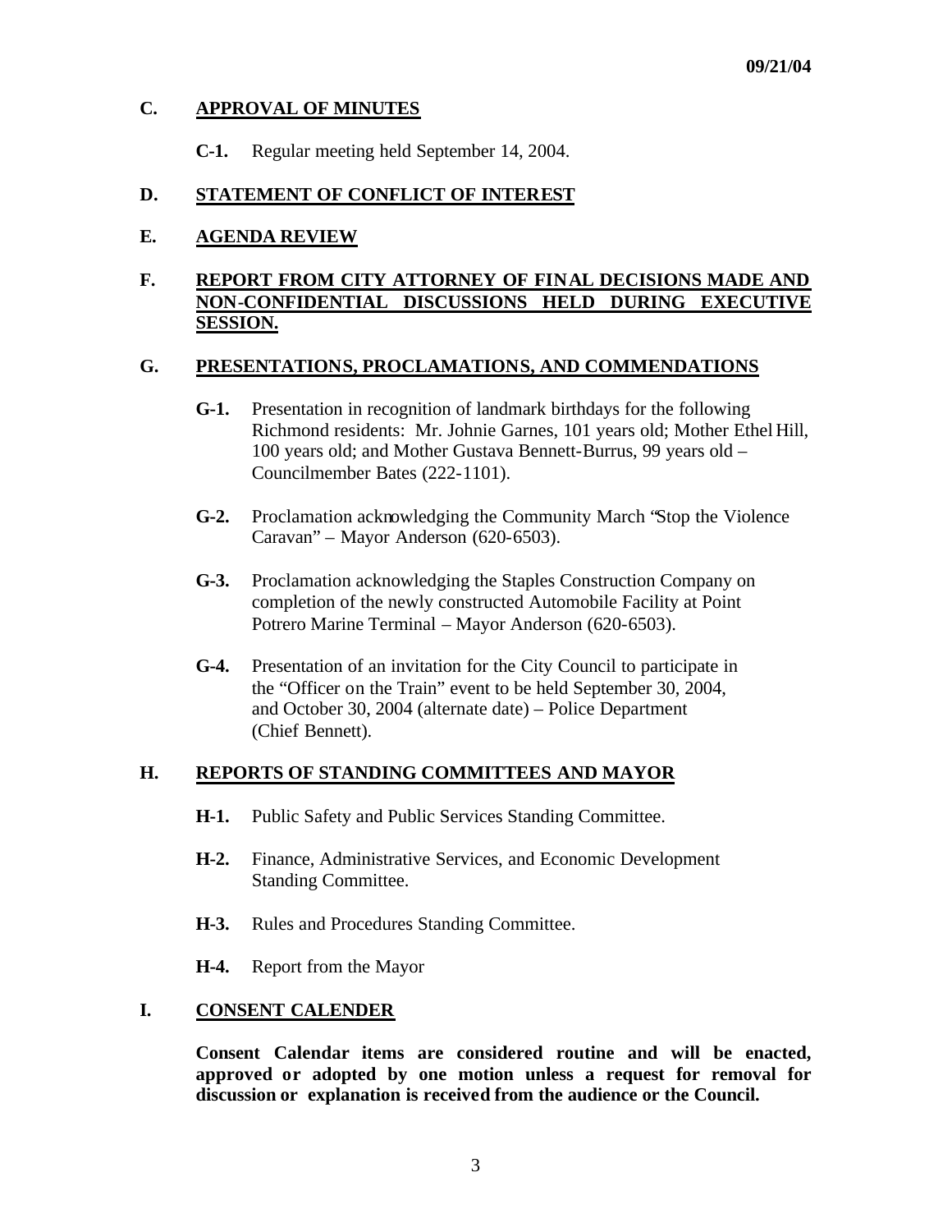09/21/04

## C. APPROVAL OF MINUTES

**C-1.** Regular meeting held September 14, 2004.

## D. STATEMENT OF CONFLICT OF INTEREST

## E. AGENDA REVIEW

## F. REPORT FROM CITY ATTORNEY OF FINAL DECISIONS MADE AND NON-CONFIDENTIAL DISCUSSIONS HELD DURING EXECUTIVE SESSION.

## G. PRESENTATIONS, PROCLAMATIONS, AND COMMENDATIONS

**G-1.** Presentation in recognition of landmark birthdays for the following Richmond residents: Mr. Johnie Garnes, 101 years old; Mother Ethel Hill, 100 years old; and Mother Gustava Bennett-Burrus, 99 years old – Councilmember Bates (222-1101).

**G-2.** Proclamation acknowledging the Community March "Stop the Violence Caravan" – Mayor Anderson (620-6503).

**G-3.** Proclamation acknowledging the Staples Construction Company on completion of the newly constructed Automobile Facility at Point Potrero Marine Terminal – Mayor Anderson (620-6503).

**G-4.** Presentation of an invitation for the City Council to participate in the "Officer on the Train" event to be held September 30, 2004, and October 30, 2004 (alternate date) – Police Department (Chief Bennett).

## H. REPORTS OF STANDING COMMITTEES AND MAYOR

**H-1.** Public Safety and Public Services Standing Committee.

**H-2.** Finance, Administrative Services, and Economic Development Standing Committee.

**H-3.** Rules and Procedures Standing Committee.

**H-4.** Report from the Mayor

## I. CONSENT CALENDER

**Consent Calendar items are considered routine and will be enacted, approved or adopted by one motion unless a request for removal for discussion or explanation is received from the audience or the Council.**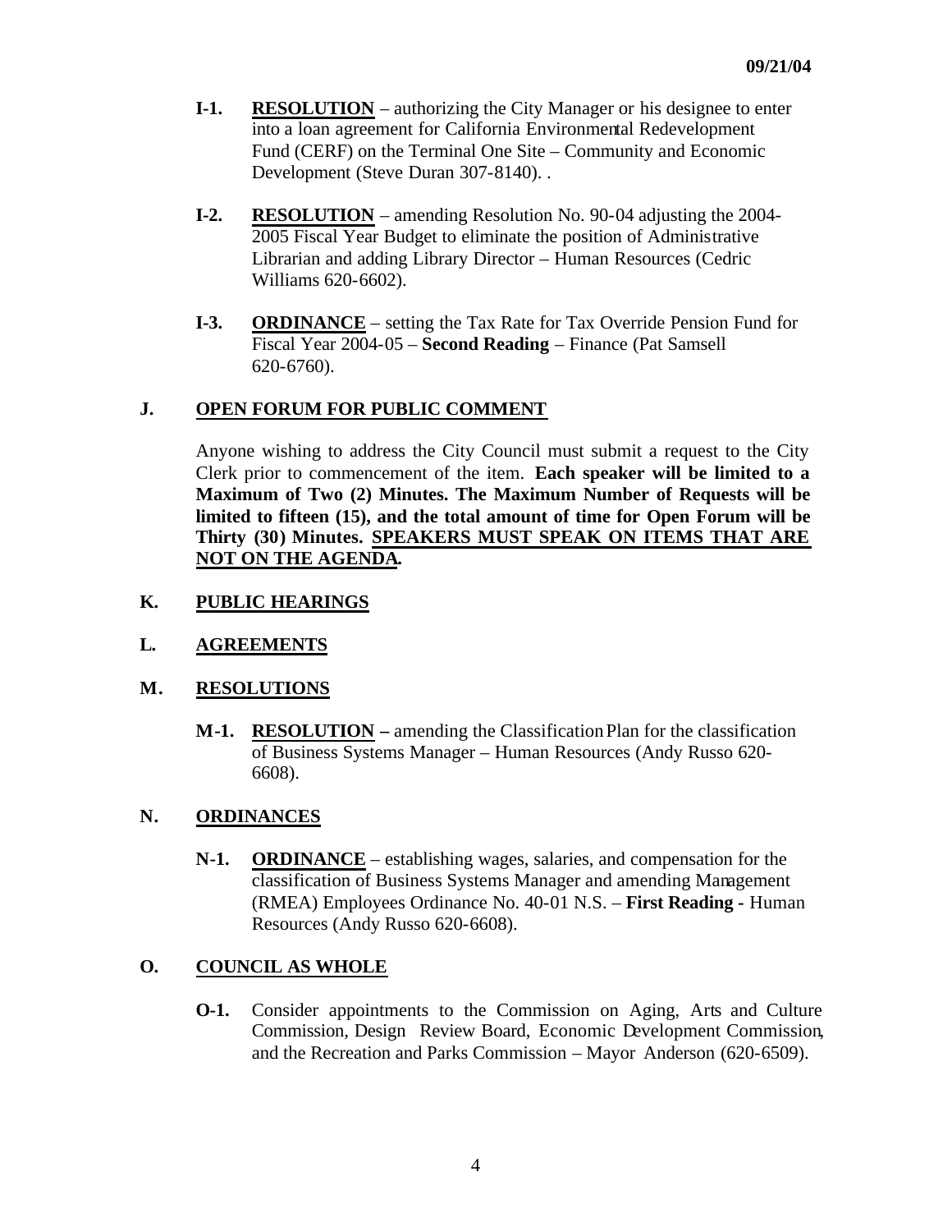09/21/04

**I-1.** **RESOLUTION** – authorizing the City Manager or his designee to enter into a loan agreement for California Environmental Redevelopment Fund (CERF) on the Terminal One Site – Community and Economic Development (Steve Duran 307-8140). .

**I-2.** **RESOLUTION** – amending Resolution No. 90-04 adjusting the 2004-2005 Fiscal Year Budget to eliminate the position of Administrative Librarian and adding Library Director – Human Resources (Cedric Williams 620-6602).

**I-3.** **ORDINANCE** – setting the Tax Rate for Tax Override Pension Fund for Fiscal Year 2004-05 – **Second Reading** – Finance (Pat Samsell 620-6760).

## J. OPEN FORUM FOR PUBLIC COMMENT

Anyone wishing to address the City Council must submit a request to the City Clerk prior to commencement of the item. **Each speaker will be limited to a Maximum of Two (2) Minutes. The Maximum Number of Requests will be limited to fifteen (15), and the total amount of time for Open Forum will be Thirty (30) Minutes. SPEAKERS MUST SPEAK ON ITEMS THAT ARE NOT ON THE AGENDA.**

## K. PUBLIC HEARINGS

## L. AGREEMENTS

## M. RESOLUTIONS

**M-1.** **RESOLUTION –** amending the Classification Plan for the classification of Business Systems Manager – Human Resources (Andy Russo 620-6608).

## N. ORDINANCES

**N-1.** **ORDINANCE** – establishing wages, salaries, and compensation for the classification of Business Systems Manager and amending Management (RMEA) Employees Ordinance No. 40-01 N.S. – **First Reading -** Human Resources (Andy Russo 620-6608).

## O. COUNCIL AS WHOLE

**O-1.** Consider appointments to the Commission on Aging, Arts and Culture Commission, Design Review Board, Economic Development Commission, and the Recreation and Parks Commission – Mayor Anderson (620-6509).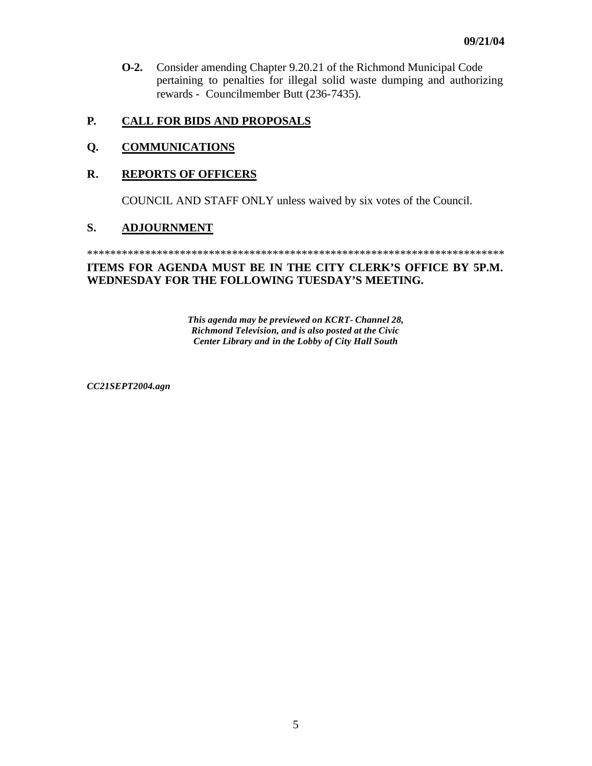**O-2.** Consider amending Chapter 9.20.21 of the Richmond Municipal Code pertaining to penalties for illegal solid waste dumping and authorizing rewards - Councilmember Butt (236-7435).

## P. CALL FOR BIDS AND PROPOSALS

## Q. COMMUNICATIONS

## R. REPORTS OF OFFICERS

COUNCIL AND STAFF ONLY unless waived by six votes of the Council.

## S. ADJOURNMENT

*************************************************************************

**ITEMS FOR AGENDA MUST BE IN THE CITY CLERK'S OFFICE BY 5P.M. WEDNESDAY FOR THE FOLLOWING TUESDAY'S MEETING.**

***This agenda may be previewed on KCRT- Channel 28, Richmond Television, and is also posted at the Civic Center Library and in the Lobby of City Hall South***

***CC21SEPT2004.agn***